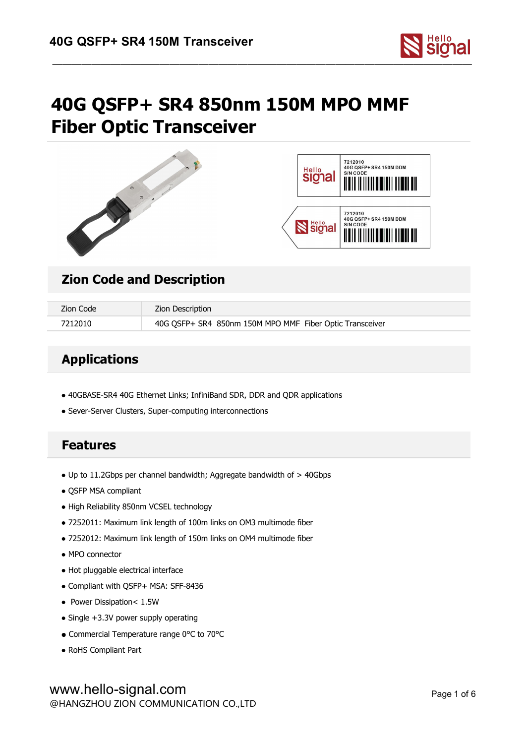# 40G QSFP+ SR4 850nm 150M MPO MMF Fiber Optic Transceiver

## Zion Code and Description

| Zion Code | Zion Description |
|---|---|
| 7212010 | 40G QSFP+ SR4 850nm 150M MPO MMF Fiber Optic Transceiver |

## Applications

- 40GBASE-SR4 40G Ethernet Links; InfiniBand SDR, DDR and QDR applications
- Sever-Server Clusters, Super-computing interconnections

## Features

- Up to 11.2Gbps per channel bandwidth; Aggregate bandwidth of > 40Gbps
- QSFP MSA compliant
- High Reliability 850nm VCSEL technology
- 7252011: Maximum link length of 100m links on OM3 multimode fiber
- 7252012: Maximum link length of 150m links on OM4 multimode fiber
- MPO connector
- Hot pluggable electrical interface
- Compliant with QSFP+ MSA: SFF-8436
- Power Dissipation< 1.5W
- Single +3.3V power supply operating
- Commercial Temperature range 0°C to 70°C
- RoHS Compliant Part

www.hello-signal.com
@HANGZHOU ZION COMMUNICATION CO.,LTD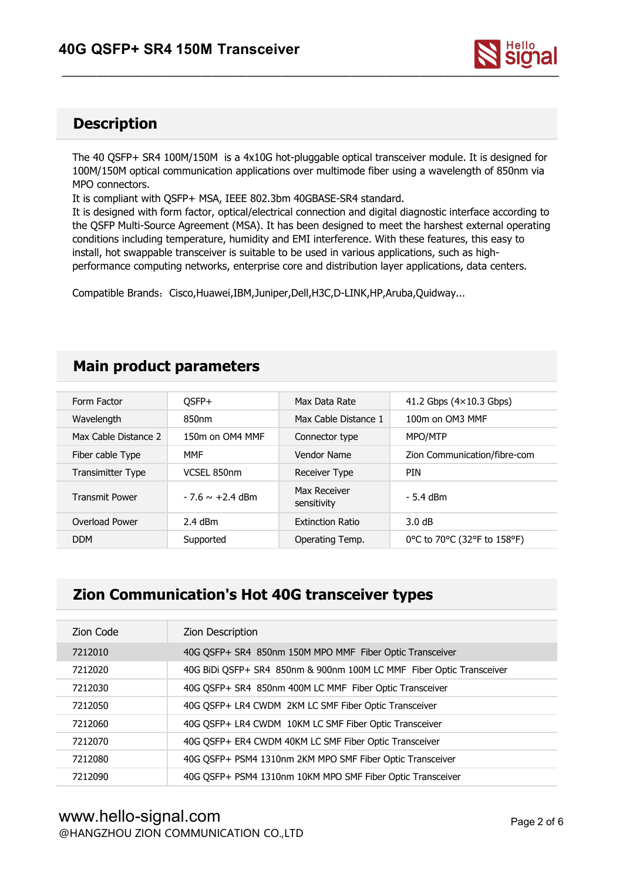## Description

The 40 QSFP+ SR4 100M/150M is a 4x10G hot-pluggable optical transceiver module. It is designed for 100M/150M optical communication applications over multimode fiber using a wavelength of 850nm via MPO connectors.
It is compliant with QSFP+ MSA, IEEE 802.3bm 40GBASE-SR4 standard.
It is designed with form factor, optical/electrical connection and digital diagnostic interface according to the QSFP Multi-Source Agreement (MSA). It has been designed to meet the harshest external operating conditions including temperature, humidity and EMI interference. With these features, this easy to install, hot swappable transceiver is suitable to be used in various applications, such as high-performance computing networks, enterprise core and distribution layer applications, data centers.

Compatible Brands：Cisco,Huawei,IBM,Juniper,Dell,H3C,D-LINK,HP,Aruba,Quidway...

## Main product parameters

| Form Factor | QSFP+ | Max Data Rate | 41.2 Gbps (4×10.3 Gbps) |
|---|---|---|---|
| Wavelength | 850nm | Max Cable Distance 1 | 100m on OM3 MMF |
| Max Cable Distance 2 | 150m on OM4 MMF | Connector type | MPO/MTP |
| Fiber cable Type | MMF | Vendor Name | Zion Communication/fibre-com |
| Transimitter Type | VCSEL 850nm | Receiver Type | PIN |
| Transmit Power | - 7.6 ~ +2.4 dBm | Max Receiver sensitivity | - 5.4 dBm |
| Overload Power | 2.4 dBm | Extinction Ratio | 3.0 dB |
| DDM | Supported | Operating Temp. | 0°C to 70°C (32°F to 158°F) |

## Zion Communication's Hot 40G transceiver types

| Zion Code | Zion Description |
|---|---|
| 7212010 | 40G QSFP+ SR4 850nm 150M MPO MMF Fiber Optic Transceiver |
| 7212020 | 40G BiDi QSFP+ SR4 850nm & 900nm 100M LC MMF Fiber Optic Transceiver |
| 7212030 | 40G QSFP+ SR4 850nm 400M LC MMF Fiber Optic Transceiver |
| 7212050 | 40G QSFP+ LR4 CWDM 2KM LC SMF Fiber Optic Transceiver |
| 7212060 | 40G QSFP+ LR4 CWDM 10KM LC SMF Fiber Optic Transceiver |
| 7212070 | 40G QSFP+ ER4 CWDM 40KM LC SMF Fiber Optic Transceiver |
| 7212080 | 40G QSFP+ PSM4 1310nm 2KM MPO SMF Fiber Optic Transceiver |
| 7212090 | 40G QSFP+ PSM4 1310nm 10KM MPO SMF Fiber Optic Transceiver |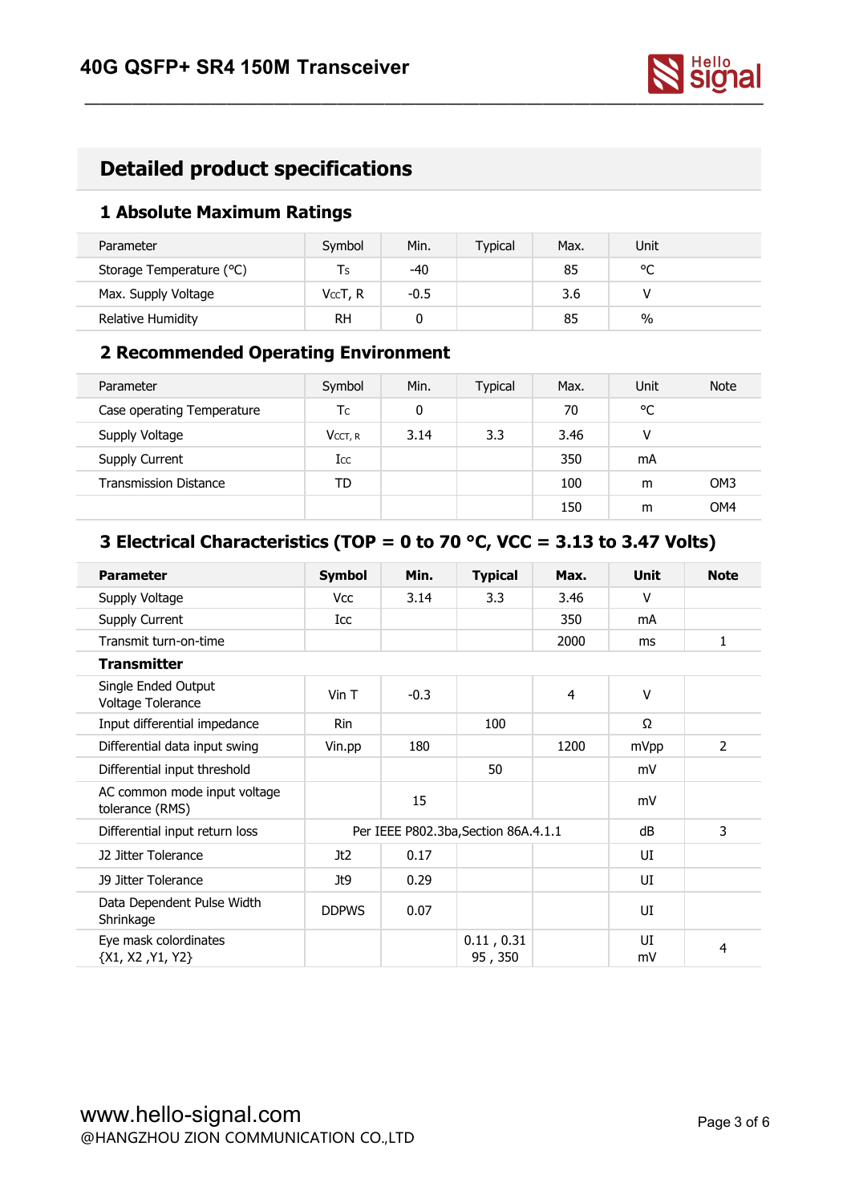## Detailed product specifications

### 1 Absolute Maximum Ratings

| Parameter | Symbol | Min. | Typical | Max. | Unit |
|---|---|---|---|---|---|
| Storage Temperature (°C) | $T_S$ | -40 | | 85 | °C |
| Max. Supply Voltage | $V_{CC}T, R$ | -0.5 | | 3.6 | V |
| Relative Humidity | RH | 0 | | 85 | % |

### 2 Recommended Operating Environment

| Parameter | Symbol | Min. | Typical | Max. | Unit | Note |
|---|---|---|---|---|---|---|
| Case operating Temperature | $T_C$ | 0 | | 70 | °C | |
| Supply Voltage | $V_{CCT, R}$ | 3.14 | 3.3 | 3.46 | V | |
| Supply Current | $I_{CC}$ | | | 350 | mA | |
| Transmission Distance | TD | | | 100 | m | OM3 |
| | | | | 150 | m | OM4 |

### 3 Electrical Characteristics (TOP = 0 to 70 °C, VCC = 3.13 to 3.47 Volts)

| **Parameter** | **Symbol** | **Min.** | **Typical** | **Max.** | **Unit** | **Note** |
|---|---|---|---|---|---|---|
| Supply Voltage | Vcc | 3.14 | 3.3 | 3.46 | V | |
| Supply Current | Icc | | | 350 | mA | |
| Transmit turn-on-time | | | | 2000 | ms | 1 |
| **Transmitter** | | | | | | |
| Single Ended Output Voltage Tolerance | Vin T | -0.3 | | 4 | V | |
| Input differential impedance | Rin | | 100 | | Ω | |
| Differential data input swing | Vin.pp | 180 | | 1200 | mVpp | 2 |
| Differential input threshold | | | 50 | | mV | |
| AC common mode input voltage tolerance (RMS) | | 15 | | | mV | |
| Differential input return loss | Per IEEE P802.3ba,Section 86A.4.1.1 | | | | dB | 3 |
| J2 Jitter Tolerance | Jt2 | 0.17 | | | UI | |
| J9 Jitter Tolerance | Jt9 | 0.29 | | | UI | |
| Data Dependent Pulse Width Shrinkage | DDPWS | 0.07 | | | UI | |
| Eye mask colordinates {X1, X2 ,Y1, Y2} | | | 0.11 , 0.31<br>95 , 350 | | UI<br>mV | 4 |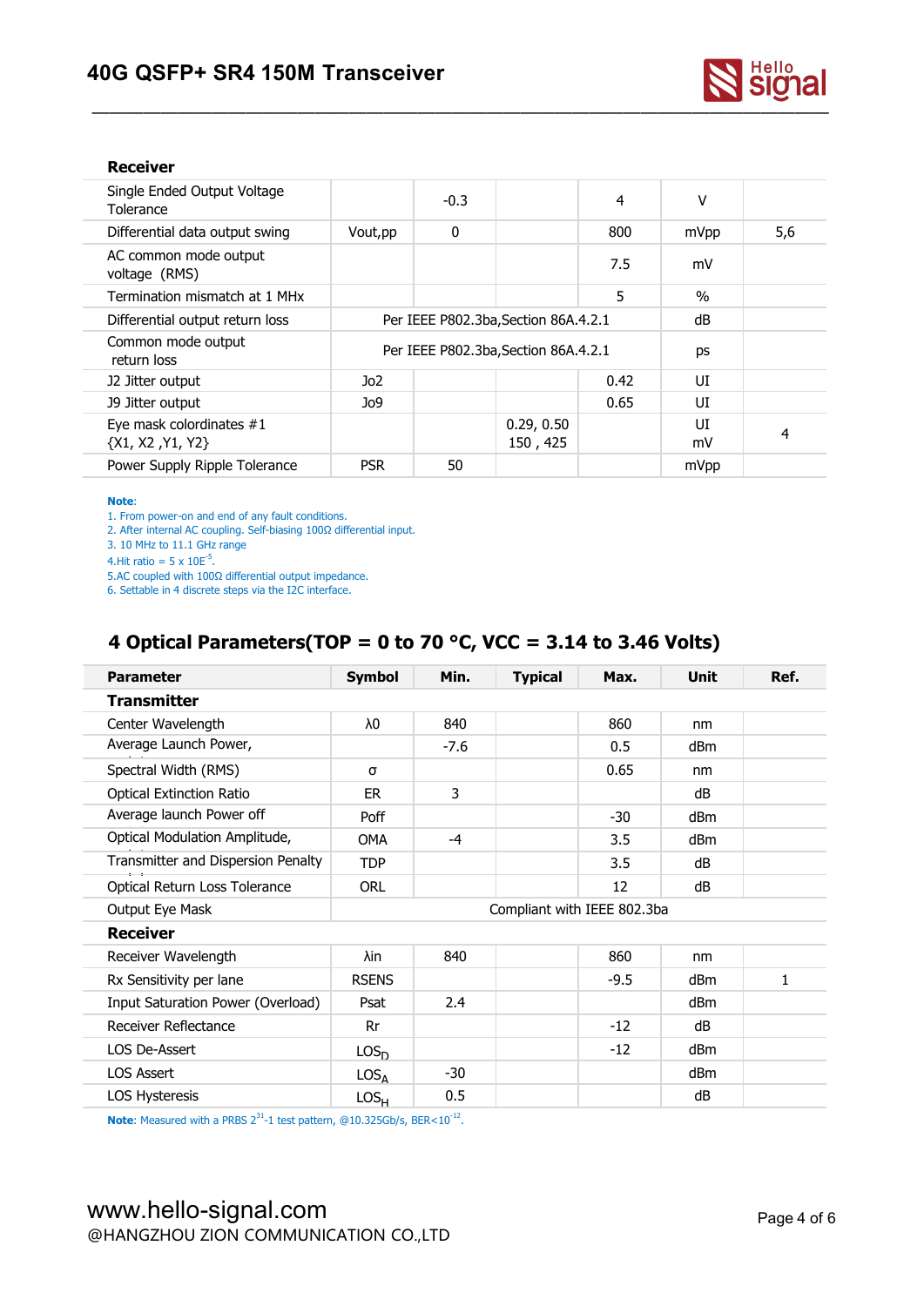**Receiver**

| | | | | | | |
|---|---|---|---|---|---|---|
| Single Ended Output Voltage Tolerance | | -0.3 | | 4 | V | |
| Differential data output swing | Vout,pp | 0 | | 800 | mVpp | 5,6 |
| AC common mode output voltage (RMS) | | | | 7.5 | mV | |
| Termination mismatch at 1 MHx | | | | 5 | % | |
| Differential output return loss | Per IEEE P802.3ba,Section 86A.4.2.1 | | | | dB | |
| Common mode output return loss | Per IEEE P802.3ba,Section 86A.4.2.1 | | | | ps | |
| J2 Jitter output | Jo2 | | | 0.42 | UI | |
| J9 Jitter output | Jo9 | | | 0.65 | UI | |
| Eye mask colordinates #1 {X1, X2 ,Y1, Y2} | | | 0.29, 0.50 150 , 425 | | UI mV | 4 |
| Power Supply Ripple Tolerance | PSR | 50 | | | mVpp | |

**Note**:
1. From power-on and end of any fault conditions.
2. After internal AC coupling. Self-biasing 100Ω differential input.
3. 10 MHz to 11.1 GHz range
4.Hit ratio = 5 x $10E^{-5}$.
5.AC coupled with 100Ω differential output impedance.
6. Settable in 4 discrete steps via the I2C interface.

## 4 Optical Parameters(TOP = 0 to 70 °C, VCC = 3.14 to 3.46 Volts)

| Parameter | Symbol | Min. | Typical | Max. | Unit | Ref. |
|---|---|---|---|---|---|---|
| **Transmitter** | | | | | | |
| Center Wavelength | λ0 | 840 | | 860 | nm | |
| Average Launch Power, | | -7.6 | | 0.5 | dBm | |
| Spectral Width (RMS) | σ | | | 0.65 | nm | |
| Optical Extinction Ratio | ER | 3 | | | dB | |
| Average launch Power off | Poff | | | -30 | dBm | |
| Optical Modulation Amplitude, | OMA | -4 | | 3.5 | dBm | |
| Transmitter and Dispersion Penalty | TDP | | | 3.5 | dB | |
| Optical Return Loss Tolerance | ORL | | | 12 | dB | |
| Output Eye Mask | Compliant with IEEE 802.3ba | | | | | |
| **Receiver** | | | | | | |
| Receiver Wavelength | λin | 840 | | 860 | nm | |
| Rx Sensitivity per lane | RSENS | | | -9.5 | dBm | 1 |
| Input Saturation Power (Overload) | Psat | 2.4 | | | dBm | |
| Receiver Reflectance | Rr | | | -12 | dB | |
| LOS De-Assert | $LOS_D$ | | | -12 | dBm | |
| LOS Assert | $LOS_A$ | -30 | | | dBm | |
| LOS Hysteresis | $LOS_H$ | 0.5 | | | dB | |

**Note**: Measured with a PRBS $2^{31}$-1 test pattern, @10.325Gb/s, BER<$10^{-12}$.

www.hello-signal.com
@HANGZHOU ZION COMMUNICATION CO.,LTD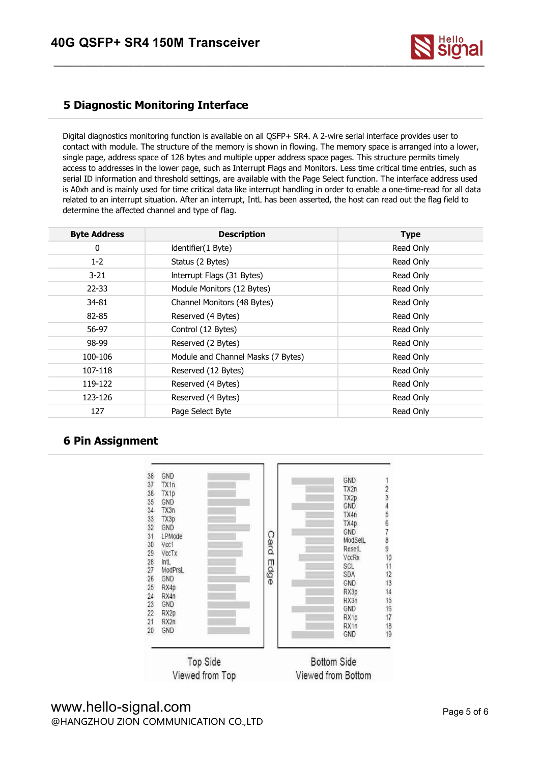## 5 Diagnostic Monitoring Interface

Digital diagnostics monitoring function is available on all QSFP+ SR4. A 2-wire serial interface provides user to contact with module. The structure of the memory is shown in flowing. The memory space is arranged into a lower, single page, address space of 128 bytes and multiple upper address space pages. This structure permits timely access to addresses in the lower page, such as Interrupt Flags and Monitors. Less time critical time entries, such as serial ID information and threshold settings, are available with the Page Select function. The interface address used is A0xh and is mainly used for time critical data like interrupt handling in order to enable a one-time-read for all data related to an interrupt situation. After an interrupt, IntL has been asserted, the host can read out the flag field to determine the affected channel and type of flag.

| Byte Address | Description | Type |
|---|---|---|
| 0 | Identifier(1 Byte) | Read Only |
| 1-2 | Status (2 Bytes) | Read Only |
| 3-21 | Interrupt Flags (31 Bytes) | Read Only |
| 22-33 | Module Monitors (12 Bytes) | Read Only |
| 34-81 | Channel Monitors (48 Bytes) | Read Only |
| 82-85 | Reserved (4 Bytes) | Read Only |
| 56-97 | Control (12 Bytes) | Read Only |
| 98-99 | Reserved (2 Bytes) | Read Only |
| 100-106 | Module and Channel Masks (7 Bytes) | Read Only |
| 107-118 | Reserved (12 Bytes) | Read Only |
| 119-122 | Reserved (4 Bytes) | Read Only |
| 123-126 | Reserved (4 Bytes) | Read Only |
| 127 | Page Select Byte | Read Only |

## 6 Pin Assignment

| Pin | Top Side | Pin | Bottom Side |
|---|---|---|---|
| 38 | GND | 1 | GND |
| 37 | TX1n | 2 | TX2n |
| 36 | TX1p | 3 | TX2p |
| 35 | GND | 4 | GND |
| 34 | TX3n | 5 | TX4n |
| 33 | TX3p | 6 | TX4p |
| 32 | GND | 7 | GND |
| 31 | LPMode | 8 | ModSelL |
| 30 | Vcc1 | 9 | ResetL |
| 29 | VccTx | 10 | VccRx |
| 28 | IntL | 11 | SCL |
| 27 | ModPrsL | 12 | SDA |
| 26 | GND | 13 | GND |
| 25 | RX4p | 14 | RX3p |
| 24 | RX4n | 15 | RX3n |
| 23 | GND | 16 | GND |
| 22 | RX2p | 17 | RX1p |
| 21 | RX2n | 18 | RX1n |
| 20 | GND | 19 | GND |

Card Edge

Top Side
Viewed from Top

Bottom Side
Viewed from Bottom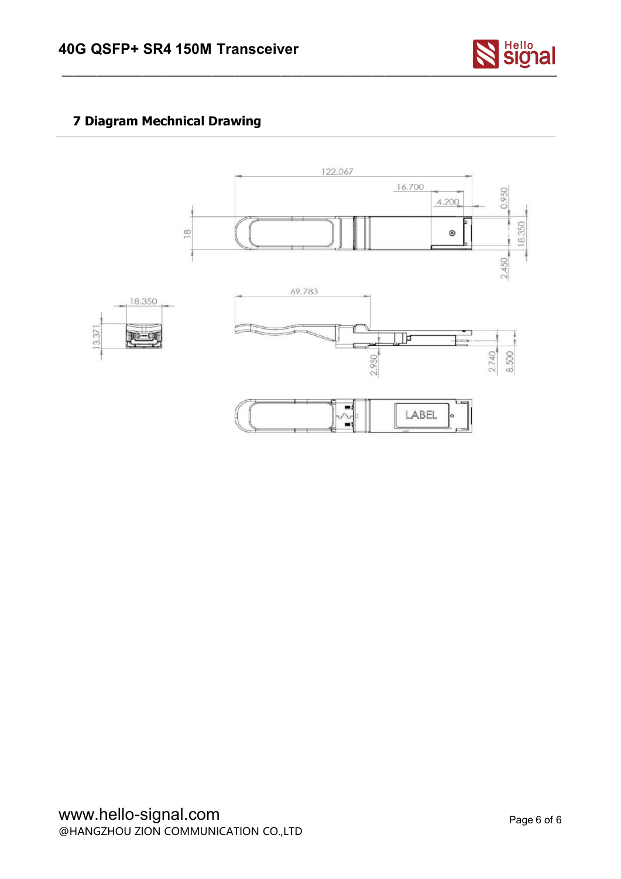## 7 Diagram Mechnical Drawing

122.067

16.700

4.200

0.950

18

18.350

2.450

18.350

13.371

69.783

2.950

2.740

8.500

LABEL